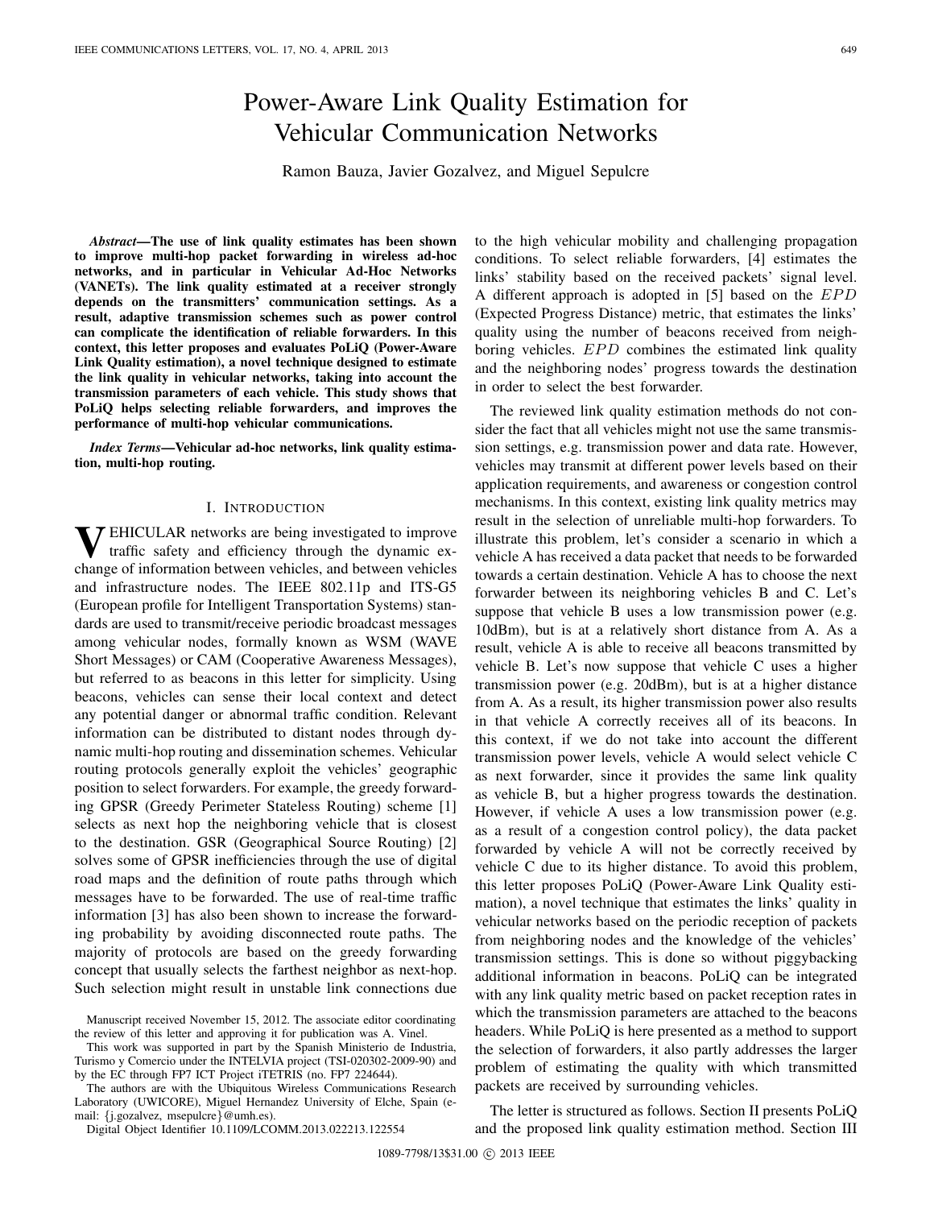# Power-Aware Link Quality Estimation for Vehicular Communication Networks

Ramon Bauza, Javier Gozalvez, and Miguel Sepulcre

***Abstract*—The use of link quality estimates has been shown to improve multi-hop packet forwarding in wireless ad-hoc networks, and in particular in Vehicular Ad-Hoc Networks (VANETs). The link quality estimated at a receiver strongly depends on the transmitters' communication settings. As a result, adaptive transmission schemes such as power control can complicate the identification of reliable forwarders. In this context, this letter proposes and evaluates PoLiQ (Power-Aware Link Quality estimation), a novel technique designed to estimate the link quality in vehicular networks, taking into account the transmission parameters of each vehicle. This study shows that PoLiQ helps selecting reliable forwarders, and improves the performance of multi-hop vehicular communications.**

***Index Terms*—Vehicular ad-hoc networks, link quality estimation, multi-hop routing.**

## I. Introduction

Vehicular networks are being investigated to improve traffic safety and efficiency through the dynamic exchange of information between vehicles, and between vehicles and infrastructure nodes. The IEEE 802.11p and ITS-G5 (European profile for Intelligent Transportation Systems) standards are used to transmit/receive periodic broadcast messages among vehicular nodes, formally known as WSM (WAVE Short Messages) or CAM (Cooperative Awareness Messages), but referred to as beacons in this letter for simplicity. Using beacons, vehicles can sense their local context and detect any potential danger or abnormal traffic condition. Relevant information can be distributed to distant nodes through dynamic multi-hop routing and dissemination schemes. Vehicular routing protocols generally exploit the vehicles' geographic position to select forwarders. For example, the greedy forwarding GPSR (Greedy Perimeter Stateless Routing) scheme [1] selects as next hop the neighboring vehicle that is closest to the destination. GSR (Geographical Source Routing) [2] solves some of GPSR inefficiencies through the use of digital road maps and the definition of route paths through which messages have to be forwarded. The use of real-time traffic information [3] has also been shown to increase the forwarding probability by avoiding disconnected route paths. The majority of protocols are based on the greedy forwarding concept that usually selects the farthest neighbor as next-hop. Such selection might result in unstable link connections due to the high vehicular mobility and challenging propagation conditions. To select reliable forwarders, [4] estimates the links' stability based on the received packets' signal level. A different approach is adopted in [5] based on the $EPD$ (Expected Progress Distance) metric, that estimates the links' quality using the number of beacons received from neighboring vehicles. $EPD$ combines the estimated link quality and the neighboring nodes' progress towards the destination in order to select the best forwarder.

The reviewed link quality estimation methods do not consider the fact that all vehicles might not use the same transmission settings, e.g. transmission power and data rate. However, vehicles may transmit at different power levels based on their application requirements, and awareness or congestion control mechanisms. In this context, existing link quality metrics may result in the selection of unreliable multi-hop forwarders. To illustrate this problem, let's consider a scenario in which a vehicle A has received a data packet that needs to be forwarded towards a certain destination. Vehicle A has to choose the next forwarder between its neighboring vehicles B and C. Let's suppose that vehicle B uses a low transmission power (e.g. 10dBm), but is at a relatively short distance from A. As a result, vehicle A is able to receive all beacons transmitted by vehicle B. Let's now suppose that vehicle C uses a higher transmission power (e.g. 20dBm), but is at a higher distance from A. As a result, its higher transmission power also results in that vehicle A correctly receives all of its beacons. In this context, if we do not take into account the different transmission power levels, vehicle A would select vehicle C as next forwarder, since it provides the same link quality as vehicle B, but a higher progress towards the destination. However, if vehicle A uses a low transmission power (e.g. as a result of a congestion control policy), the data packet forwarded by vehicle A will not be correctly received by vehicle C due to its higher distance. To avoid this problem, this letter proposes PoLiQ (Power-Aware Link Quality estimation), a novel technique that estimates the links' quality in vehicular networks based on the periodic reception of packets from neighboring nodes and the knowledge of the vehicles' transmission settings. This is done so without piggybacking additional information in beacons. PoLiQ can be integrated with any link quality metric based on packet reception rates in which the transmission parameters are attached to the beacons headers. While PoLiQ is here presented as a method to support the selection of forwarders, it also partly addresses the larger problem of estimating the quality with which transmitted packets are received by surrounding vehicles.

The letter is structured as follows. Section II presents PoLiQ and the proposed link quality estimation method. Section III

---

Manuscript received November 15, 2012. The associate editor coordinating the review of this letter and approving it for publication was A. Vinel.

This work was supported in part by the Spanish Ministerio de Industria, Turismo y Comercio under the INTELVIA project (TSI-020302-2009-90) and by the EC through FP7 ICT Project iTETRIS (no. FP7 224644).

The authors are with the Ubiquitous Wireless Communications Research Laboratory (UWICORE), Miguel Hernandez University of Elche, Spain (e-mail: {j.gozalvez, msepulcre}@umh.es).

Digital Object Identifier 10.1109/LCOMM.2013.022213.122554

1089-7798/13$31.00 © 2013 IEEE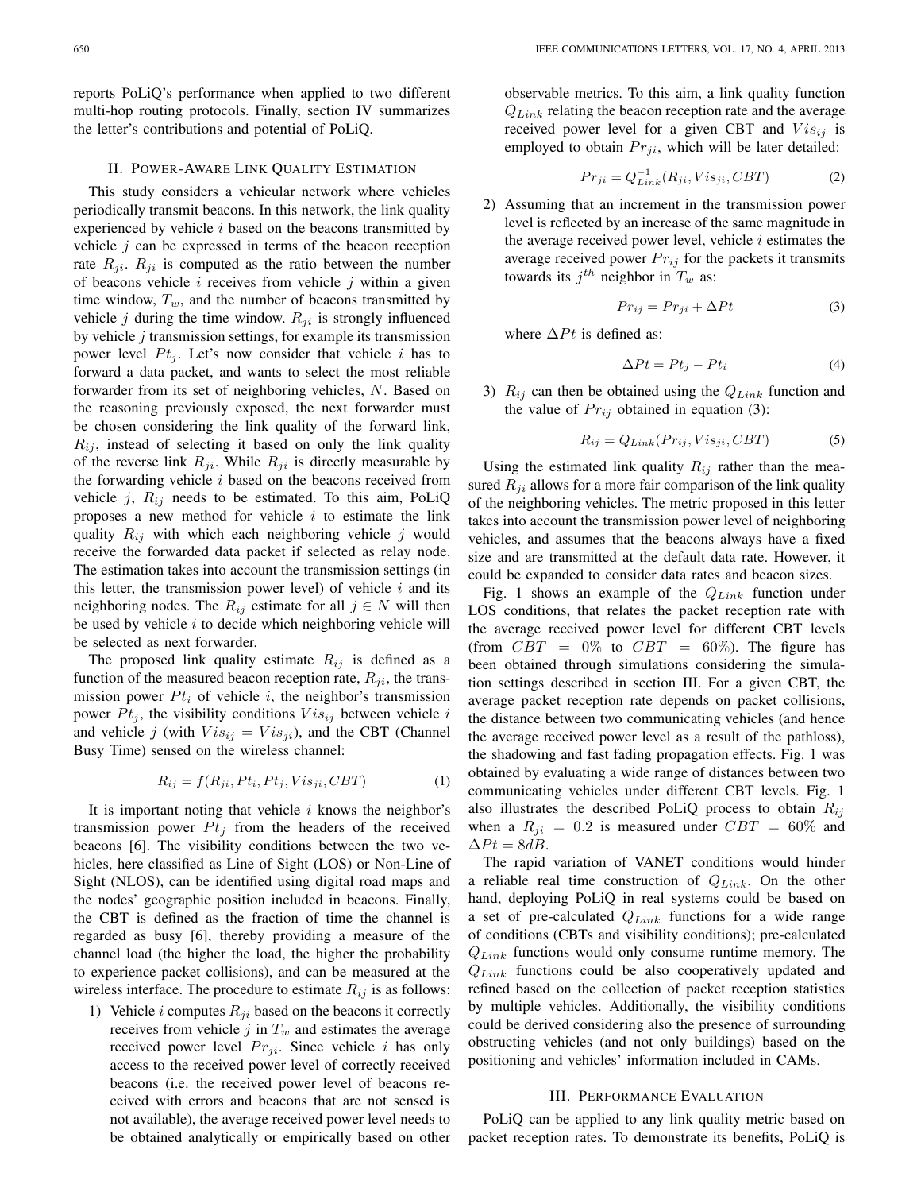reports PoLiQ's performance when applied to two different multi-hop routing protocols. Finally, section IV summarizes the letter's contributions and potential of PoLiQ.

## II. Power-Aware Link Quality Estimation

This study considers a vehicular network where vehicles periodically transmit beacons. In this network, the link quality experienced by vehicle $i$ based on the beacons transmitted by vehicle $j$ can be expressed in terms of the beacon reception rate $R_{ji}$. $R_{ji}$ is computed as the ratio between the number of beacons vehicle $i$ receives from vehicle $j$ within a given time window, $T_w$, and the number of beacons transmitted by vehicle $j$ during the time window. $R_{ji}$ is strongly influenced by vehicle $j$ transmission settings, for example its transmission power level $Pt_j$. Let's now consider that vehicle $i$ has to forward a data packet, and wants to select the most reliable forwarder from its set of neighboring vehicles, $N$. Based on the reasoning previously exposed, the next forwarder must be chosen considering the link quality of the forward link, $R_{ij}$, instead of selecting it based on only the link quality of the reverse link $R_{ji}$. While $R_{ji}$ is directly measurable by the forwarding vehicle $i$ based on the beacons received from vehicle $j$, $R_{ij}$ needs to be estimated. To this aim, PoLiQ proposes a new method for vehicle $i$ to estimate the link quality $R_{ij}$ with which each neighboring vehicle $j$ would receive the forwarded data packet if selected as relay node. The estimation takes into account the transmission settings (in this letter, the transmission power level) of vehicle $i$ and its neighboring nodes. The $R_{ij}$ estimate for all $j \in N$ will then be used by vehicle $i$ to decide which neighboring vehicle will be selected as next forwarder.

The proposed link quality estimate $R_{ij}$ is defined as a function of the measured beacon reception rate, $R_{ji}$, the transmission power $Pt_i$ of vehicle $i$, the neighbor's transmission power $Pt_j$, the visibility conditions $Vis_{ij}$ between vehicle $i$ and vehicle $j$ (with $Vis_{ij} = Vis_{ji}$), and the CBT (Channel Busy Time) sensed on the wireless channel:

$$R_{ij} = f(R_{ji}, Pt_i, Pt_j, Vis_{ji}, CBT) \tag{1}$$

It is important noting that vehicle $i$ knows the neighbor's transmission power $Pt_j$ from the headers of the received beacons [6]. The visibility conditions between the two vehicles, here classified as Line of Sight (LOS) or Non-Line of Sight (NLOS), can be identified using digital road maps and the nodes' geographic position included in beacons. Finally, the CBT is defined as the fraction of time the channel is regarded as busy [6], thereby providing a measure of the channel load (the higher the load, the higher the probability to experience packet collisions), and can be measured at the wireless interface. The procedure to estimate $R_{ij}$ is as follows:

1) Vehicle $i$ computes $R_{ji}$ based on the beacons it correctly receives from vehicle $j$ in $T_w$ and estimates the average received power level $Pr_{ji}$. Since vehicle $i$ has only access to the received power level of correctly received beacons (i.e. the received power level of beacons received with errors and beacons that are not sensed is not available), the average received power level needs to be obtained analytically or empirically based on other observable metrics. To this aim, a link quality function $Q_{Link}$ relating the beacon reception rate and the average received power level for a given CBT and $Vis_{ij}$ is employed to obtain $Pr_{ji}$, which will be later detailed:

$$Pr_{ji} = Q_{Link}^{-1}(R_{ji}, Vis_{ji}, CBT) \tag{2}$$

2) Assuming that an increment in the transmission power level is reflected by an increase of the same magnitude in the average received power level, vehicle $i$ estimates the average received power $Pr_{ij}$ for the packets it transmits towards its $j^{th}$ neighbor in $T_w$ as:

$$Pr_{ij} = Pr_{ji} + \Delta Pt \tag{3}$$

where $\Delta Pt$ is defined as:

$$\Delta Pt = Pt_j - Pt_i \tag{4}$$

3) $R_{ij}$ can then be obtained using the $Q_{Link}$ function and the value of $Pr_{ij}$ obtained in equation (3):

$$R_{ij} = Q_{Link}(Pr_{ij}, Vis_{ji}, CBT) \tag{5}$$

Using the estimated link quality $R_{ij}$ rather than the measured $R_{ji}$ allows for a more fair comparison of the link quality of the neighboring vehicles. The metric proposed in this letter takes into account the transmission power level of neighboring vehicles, and assumes that the beacons always have a fixed size and are transmitted at the default data rate. However, it could be expanded to consider data rates and beacon sizes.

Fig. 1 shows an example of the $Q_{Link}$ function under LOS conditions, that relates the packet reception rate with the average received power level for different CBT levels (from $CBT = 0\%$ to $CBT = 60\%$). The figure has been obtained through simulations considering the simulation settings described in section III. For a given CBT, the average packet reception rate depends on packet collisions, the distance between two communicating vehicles (and hence the average received power level as a result of the pathloss), the shadowing and fast fading propagation effects. Fig. 1 was obtained by evaluating a wide range of distances between two communicating vehicles under different CBT levels. Fig. 1 also illustrates the described PoLiQ process to obtain $R_{ij}$ when a $R_{ji} = 0.2$ is measured under $CBT = 60\%$ and $\Delta Pt = 8dB$.

The rapid variation of VANET conditions would hinder a reliable real time construction of $Q_{Link}$. On the other hand, deploying PoLiQ in real systems could be based on a set of pre-calculated $Q_{Link}$ functions for a wide range of conditions (CBTs and visibility conditions); pre-calculated $Q_{Link}$ functions would only consume runtime memory. The $Q_{Link}$ functions could be also cooperatively updated and refined based on the collection of packet reception statistics by multiple vehicles. Additionally, the visibility conditions could be derived considering also the presence of surrounding obstructing vehicles (and not only buildings) based on the positioning and vehicles' information included in CAMs.

## III. Performance Evaluation

PoLiQ can be applied to any link quality metric based on packet reception rates. To demonstrate its benefits, PoLiQ is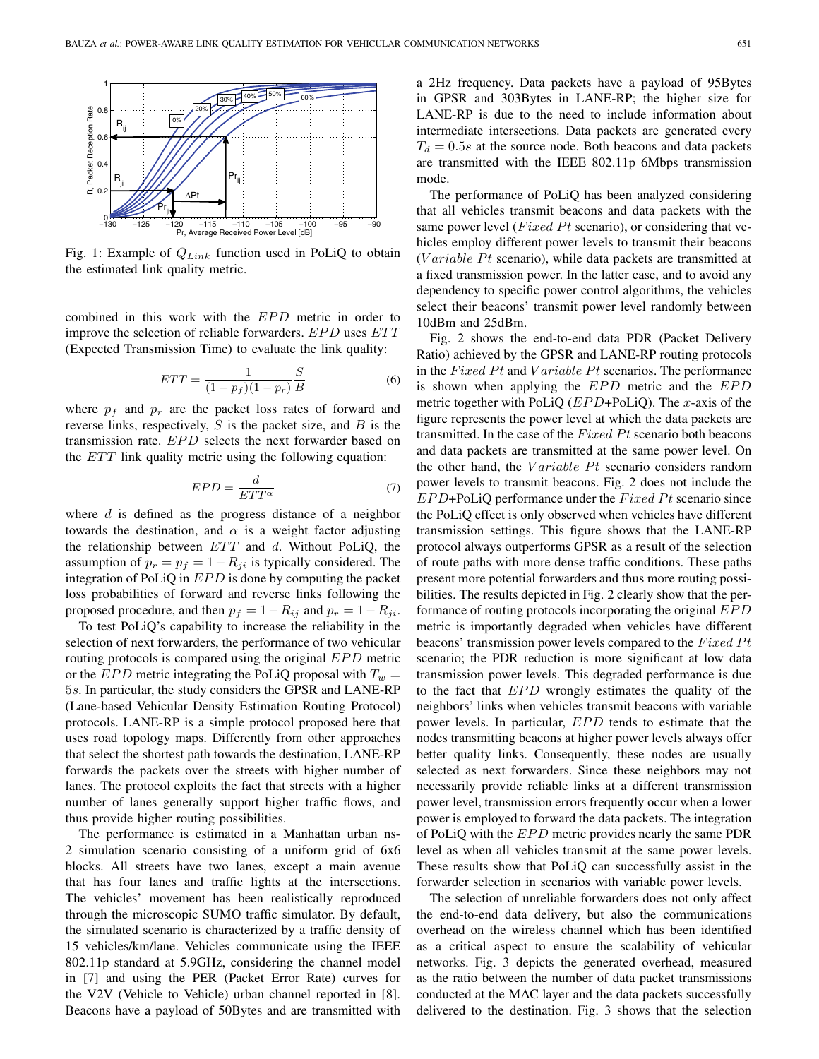Fig. 1: Example of $Q_{Link}$ function used in PoLiQ to obtain the estimated link quality metric.

combined in this work with the $EPD$ metric in order to improve the selection of reliable forwarders. $EPD$ uses $ETT$ (Expected Transmission Time) to evaluate the link quality:

$$ETT = \frac{1}{(1-p_f)(1-p_r)} \frac{S}{B} \tag{6}$$

where $p_f$ and $p_r$ are the packet loss rates of forward and reverse links, respectively, $S$ is the packet size, and $B$ is the transmission rate. $EPD$ selects the next forwarder based on the $ETT$ link quality metric using the following equation:

$$EPD = \frac{d}{ETT^{\alpha}} \tag{7}$$

where $d$ is defined as the progress distance of a neighbor towards the destination, and $\alpha$ is a weight factor adjusting the relationship between $ETT$ and $d$. Without PoLiQ, the assumption of $p_r = p_f = 1 - R_{ji}$ is typically considered. The integration of PoLiQ in $EPD$ is done by computing the packet loss probabilities of forward and reverse links following the proposed procedure, and then $p_f = 1 - R_{ij}$ and $p_r = 1 - R_{ji}$.

To test PoLiQ's capability to increase the reliability in the selection of next forwarders, the performance of two vehicular routing protocols is compared using the original $EPD$ metric or the $EPD$ metric integrating the PoLiQ proposal with $T_w = 5s$. In particular, the study considers the GPSR and LANE-RP (Lane-based Vehicular Density Estimation Routing Protocol) protocols. LANE-RP is a simple protocol proposed here that uses road topology maps. Differently from other approaches that select the shortest path towards the destination, LANE-RP forwards the packets over the streets with higher number of lanes. The protocol exploits the fact that streets with a higher number of lanes generally support higher traffic flows, and thus provide higher routing possibilities.

The performance is evaluated in a Manhattan urban ns-2 simulation scenario consisting of a uniform grid of 6x6 blocks. All streets have two lanes, except a main avenue that has four lanes and traffic lights at the intersections. The vehicles' movement has been realistically reproduced through the microscopic SUMO traffic simulator. By default, the simulated scenario is characterized by a traffic density of 15 vehicles/km/lane. Vehicles communicate using the IEEE 802.11p standard at 5.9GHz, considering the channel model in [7] and using the PER (Packet Error Rate) curves for the V2V (Vehicle to Vehicle) urban channel reported in [8]. Beacons have a payload of 50Bytes and are transmitted with a 2Hz frequency. Data packets have a payload of 95Bytes in GPSR and 303Bytes in LANE-RP; the higher size for LANE-RP is due to the need to include information about intermediate intersections. Data packets are generated every $T_d = 0.5s$ at the source node. Both beacons and data packets are transmitted with the IEEE 802.11p 6Mbps transmission mode.

The performance of PoLiQ has been analyzed considering that all vehicles transmit beacons and data packets with the same power level ($Fixed\ Pt$ scenario), or considering that vehicles employ different power levels to transmit their beacons ($Variable\ Pt$ scenario), while data packets are transmitted at a fixed transmission power. In the latter case, and to avoid any dependency to specific power control algorithms, the vehicles select their beacons' transmit power level randomly between 10dBm and 25dBm.

Fig. 2 shows the end-to-end data PDR (Packet Delivery Ratio) achieved by the GPSR and LANE-RP routing protocols in the $Fixed\ Pt$ and $Variable\ Pt$ scenarios. The performance is shown when applying the $EPD$ metric and the $EPD$ metric together with PoLiQ ($EPD$+PoLiQ). The $x$-axis of the figure represents the power level at which the data packets are transmitted. In the case of the $Fixed\ Pt$ scenario both beacons and data packets are transmitted at the same power level. On the other hand, the $Variable\ Pt$ scenario considers random power levels to transmit beacons. Fig. 2 does not include the $EPD$+PoLiQ performance under the $Fixed\ Pt$ scenario since the PoLiQ effect is only observed when vehicles have different transmission settings. This figure shows that the LANE-RP protocol always outperforms GPSR as a result of the selection of route paths with more dense traffic conditions. These paths present more potential forwarders and thus more routing possibilities. The results depicted in Fig. 2 clearly show that the performance of routing protocols incorporating the original $EPD$ metric is importantly degraded when vehicles have different beacons' transmission power levels compared to the $Fixed\ Pt$ scenario; the PDR reduction is more significant at low data transmission power levels. This degraded performance is due to the fact that $EPD$ wrongly estimates the quality of the neighbors' links when vehicles transmit beacons with variable power levels. In particular, $EPD$ tends to estimate that the nodes transmitting beacons at higher power levels always offer better quality links. Consequently, these nodes are usually selected as next forwarders. Since these neighbors may not necessarily provide reliable links at a different transmission power level, transmission errors frequently occur when a lower power is employed to forward the data packets. The integration of PoLiQ with the $EPD$ metric provides nearly the same PDR level as when all vehicles transmit at the same power levels. These results show that PoLiQ can successfully assist in the forwarder selection in scenarios with variable power levels.

The selection of unreliable forwarders does not only affect the end-to-end data delivery, but also the communications overhead on the wireless channel which has been identified as a critical aspect to ensure the scalability of vehicular networks. Fig. 3 depicts the generated overhead, measured as the ratio between the number of data packet transmissions conducted at the MAC layer and the data packets successfully delivered to the destination. Fig. 3 shows that the selection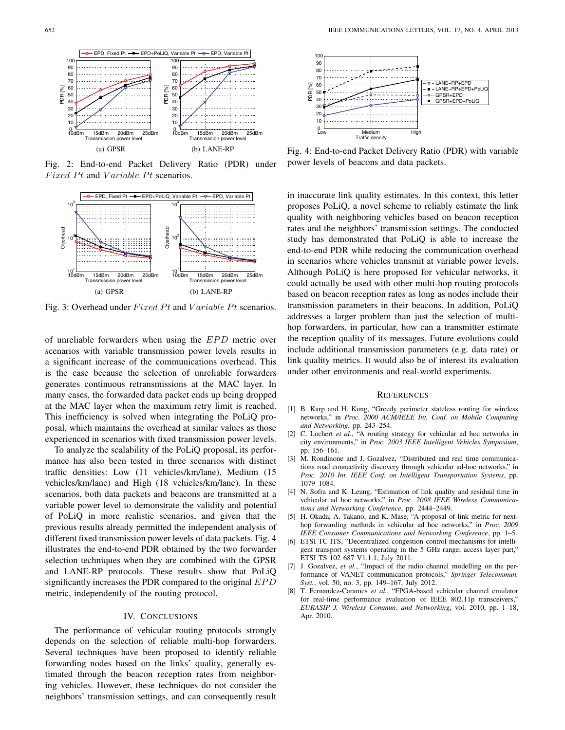EPD, Fixed Pt — EPD+PoLiQ, Variable Pt — EPD, Variable Pt

PDR [%]

Transmission power level

10dBm 15dBm 20dBm 25dBm

(a) GPSR

(b) LANE-RP

Fig. 2: End-to-end Packet Delivery Ratio (PDR) under $Fixed\ Pt$ and $Variable\ Pt$ scenarios.

EPD, Fixed Pt — EPD+PoLiQ, Variable Pt — EPD, Variable Pt

Overhead

Transmission power level

10dBm 15dBm 20dBm 25dBm

(a) GPSR

(b) LANE-RP

Fig. 3: Overhead under $Fixed\ Pt$ and $Variable\ Pt$ scenarios.

of unreliable forwarders when using the $EPD$ metric over scenarios with variable transmission power levels results in a significant increase of the communications overhead. This is the case because the selection of unreliable forwarders generates continuous retransmissions at the MAC layer. In many cases, the forwarded data packet ends up being dropped at the MAC layer when the maximum retry limit is reached. This inefficiency is solved when integrating the PoLiQ proposal, which maintains the overhead at similar values as those experienced in scenarios with fixed transmission power levels.

To analyze the scalability of the PoLiQ proposal, its performance has also been tested in three scenarios with distinct traffic densities: Low (11 vehicles/km/lane), Medium (15 vehicles/km/lane) and High (18 vehicles/km/lane). In these scenarios, both data packets and beacons are transmitted at a variable power level to demonstrate the validity and potential of PoLiQ in more realistic scenarios, and given that the previous results already permitted the independent analysis of different fixed transmission power levels of data packets. Fig. 4 illustrates the end-to-end PDR obtained by the two forwarder selection techniques when they are combined with the GPSR and LANE-RP protocols. These results show that PoLiQ significantly increases the PDR compared to the original $EPD$ metric, independently of the routing protocol.

LANE-RP+EPD
LANE-RP+EPD+PoLiQ
GPSR+EPD
GPSR+EPD+PoLiQ

PDR [%]

Traffic density

Low Medium High

Fig. 4: End-to-end Packet Delivery Ratio (PDR) with variable power levels of beacons and data packets.

## IV. Conclusions

The performance of vehicular routing protocols strongly depends on the selection of reliable multi-hop forwarders. Several techniques have been proposed to identify reliable forwarding nodes based on the links' quality, generally estimated through the beacon reception rates from neighboring vehicles. However, these techniques do not consider the neighbors' transmission settings, and can consequently result in inaccurate link quality estimates. In this context, this letter proposes PoLiQ, a novel scheme to reliably estimate the link quality with neighboring vehicles based on beacon reception rates and the neighbors' transmission settings. The conducted study has demonstrated that PoLiQ is able to increase the end-to-end PDR while reducing the communication overhead in scenarios where vehicles transmit at variable power levels. Although PoLiQ is here proposed for vehicular networks, it could actually be used with other multi-hop routing protocols based on beacon reception rates as long as nodes include their transmission parameters in their beacons. In addition, PoLiQ addresses a larger problem than just the selection of multi-hop forwarders, in particular, how can a transmitter estimate the reception quality of its messages. Future evolutions could include additional transmission parameters (e.g. data rate) or link quality metrics. It would also be of interest its evaluation under other environments and real-world experiments.

## References

[1] B. Karp and H. Kung, "Greedy perimeter stateless routing for wireless networks," in *Proc. 2000 ACM/IEEE Int. Conf. on Mobile Computing and Networking*, pp. 243–254.

[2] C. Lochert *et al.*, "A routing strategy for vehicular ad hoc networks in city environments," in *Proc. 2003 IEEE Intelligent Vehicles Symposium*, pp. 156–161.

[3] M. Rondinone and J. Gozalvez, "Distributed and real time communications road connectivity discovery through vehicular ad-hoc networks," in *Proc. 2010 Int. IEEE Conf. on Intelligent Transportation Systems*, pp. 1079–1084.

[4] N. Sofra and K. Leung, "Estimation of link quality and residual time in vehicular ad hoc networks," in *Proc. 2008 IEEE Wireless Communications and Networking Conference*, pp. 2444–2449.

[5] H. Okada, A. Takano, and K. Mase, "A proposal of link metric for next-hop forwarding methods in vehicular ad hoc networks," in *Proc. 2009 IEEE Consumer Communications and Networking Conference*, pp. 1–5.

[6] ETSI TC ITS, "Decentralized congestion control mechanisms for intelligent transport systems operating in the 5 GHz range; access layer part," ETSI TS 102 687 V1.1.1, July 2011.

[7] J. Gozalvez, *et al.*, "Impact of the radio channel modelling on the performance of VANET communication protocols," *Springer Telecommun. Syst.*, vol. 50, no. 3, pp. 149–167, July 2012.

[8] T. Fernandez-Caramés *et al.*, "FPGA-based vehicular channel emulator for real-time performance evaluation of IEEE 802.11p transceivers," *EURASIP J. Wireless Commun. and Networking*, vol. 2010, pp. 1–18, Apr. 2010.